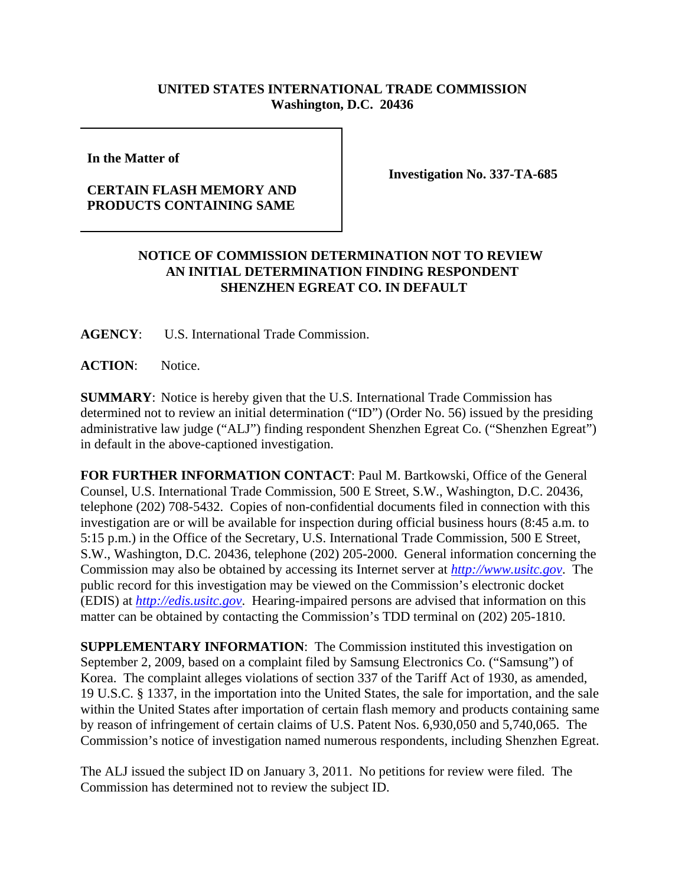**UNITED STATES INTERNATIONAL TRADE COMMISSION**
**Washington, D.C. 20436**

**In the Matter of**

**CERTAIN FLASH MEMORY AND PRODUCTS CONTAINING SAME**

**Investigation No. 337-TA-685**

**NOTICE OF COMMISSION DETERMINATION NOT TO REVIEW AN INITIAL DETERMINATION FINDING RESPONDENT SHENZHEN EGREAT CO. IN DEFAULT**

**AGENCY**: U.S. International Trade Commission.

**ACTION**: Notice.

**SUMMARY**: Notice is hereby given that the U.S. International Trade Commission has determined not to review an initial determination ("ID") (Order No. 56) issued by the presiding administrative law judge ("ALJ") finding respondent Shenzhen Egreat Co. ("Shenzhen Egreat") in default in the above-captioned investigation.

**FOR FURTHER INFORMATION CONTACT**: Paul M. Bartkowski, Office of the General Counsel, U.S. International Trade Commission, 500 E Street, S.W., Washington, D.C. 20436, telephone (202) 708-5432. Copies of non-confidential documents filed in connection with this investigation are or will be available for inspection during official business hours (8:45 a.m. to 5:15 p.m.) in the Office of the Secretary, U.S. International Trade Commission, 500 E Street, S.W., Washington, D.C. 20436, telephone (202) 205-2000. General information concerning the Commission may also be obtained by accessing its Internet server at *http://www.usitc.gov*. The public record for this investigation may be viewed on the Commission's electronic docket (EDIS) at *http://edis.usitc.gov*. Hearing-impaired persons are advised that information on this matter can be obtained by contacting the Commission's TDD terminal on (202) 205-1810.

**SUPPLEMENTARY INFORMATION**: The Commission instituted this investigation on September 2, 2009, based on a complaint filed by Samsung Electronics Co. ("Samsung") of Korea. The complaint alleges violations of section 337 of the Tariff Act of 1930, as amended, 19 U.S.C. § 1337, in the importation into the United States, the sale for importation, and the sale within the United States after importation of certain flash memory and products containing same by reason of infringement of certain claims of U.S. Patent Nos. 6,930,050 and 5,740,065. The Commission's notice of investigation named numerous respondents, including Shenzhen Egreat.

The ALJ issued the subject ID on January 3, 2011. No petitions for review were filed. The Commission has determined not to review the subject ID.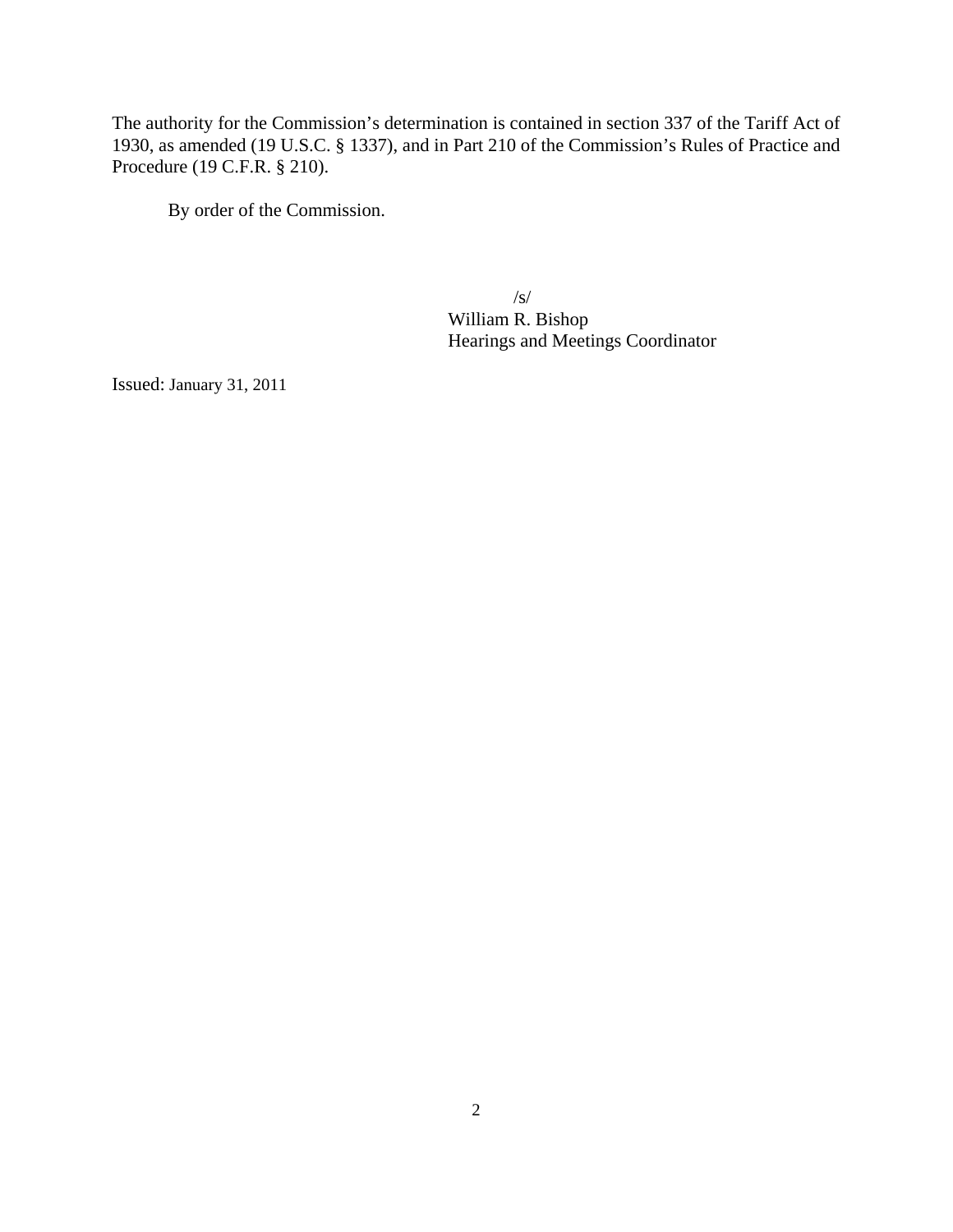The authority for the Commission's determination is contained in section 337 of the Tariff Act of 1930, as amended (19 U.S.C. § 1337), and in Part 210 of the Commission's Rules of Practice and Procedure (19 C.F.R. § 210).

By order of the Commission.

/s/
William R. Bishop
Hearings and Meetings Coordinator

Issued: January 31, 2011